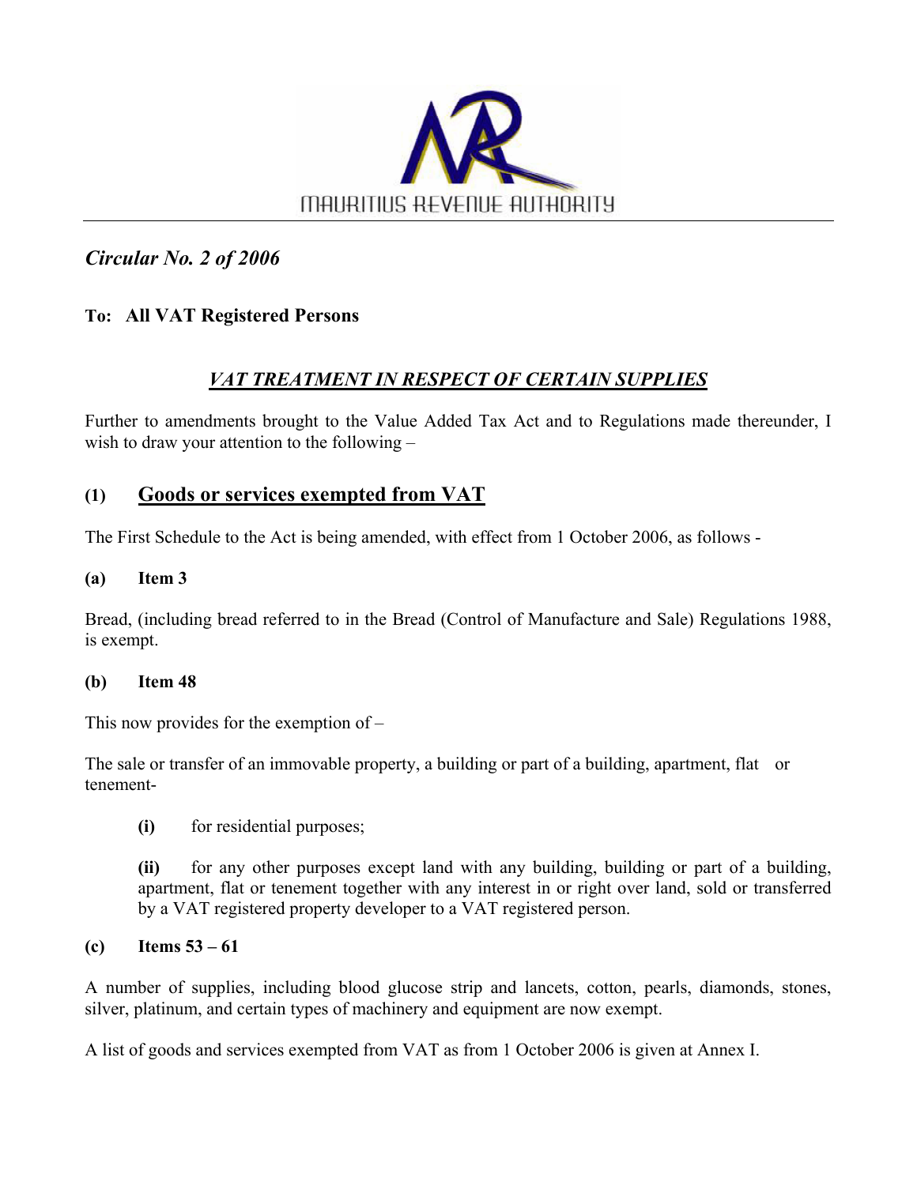MAURITIUS REVENUE AUTHORITY

*Circular No. 2 of 2006*

**To: All VAT Registered Persons**

## *VAT TREATMENT IN RESPECT OF CERTAIN SUPPLIES*

Further to amendments brought to the Value Added Tax Act and to Regulations made thereunder, I wish to draw your attention to the following –

### (1) Goods or services exempted from VAT

The First Schedule to the Act is being amended, with effect from 1 October 2006, as follows -

**(a) Item 3**

Bread, (including bread referred to in the Bread (Control of Manufacture and Sale) Regulations 1988, is exempt.

**(b) Item 48**

This now provides for the exemption of –

The sale or transfer of an immovable property, a building or part of a building, apartment, flat or tenement-

**(i)** for residential purposes;

**(ii)** for any other purposes except land with any building, building or part of a building, apartment, flat or tenement together with any interest in or right over land, sold or transferred by a VAT registered property developer to a VAT registered person.

**(c) Items 53 – 61**

A number of supplies, including blood glucose strip and lancets, cotton, pearls, diamonds, stones, silver, platinum, and certain types of machinery and equipment are now exempt.

A list of goods and services exempted from VAT as from 1 October 2006 is given at Annex I.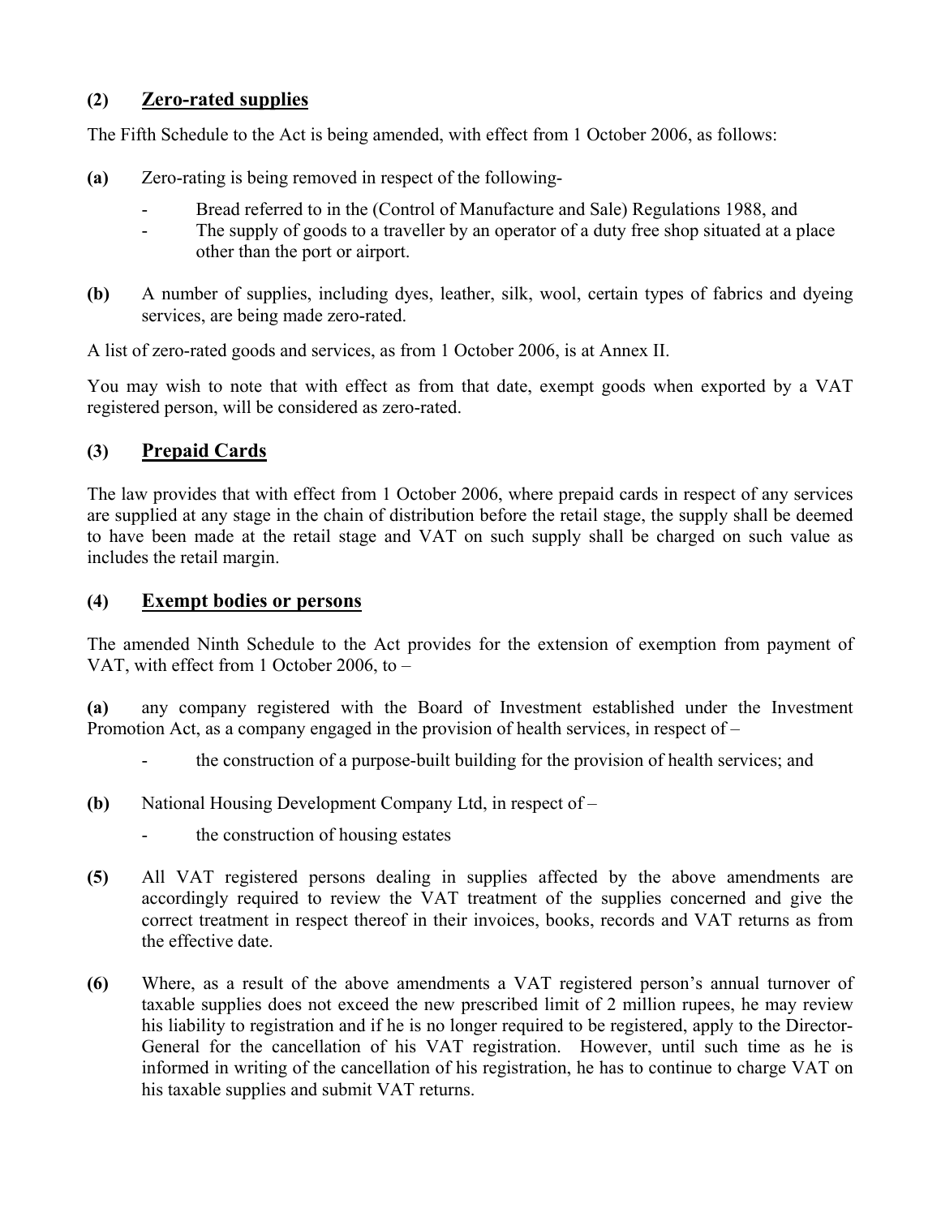## (2) Zero-rated supplies

The Fifth Schedule to the Act is being amended, with effect from 1 October 2006, as follows:

**(a)** Zero-rating is being removed in respect of the following-

- Bread referred to in the (Control of Manufacture and Sale) Regulations 1988, and
- The supply of goods to a traveller by an operator of a duty free shop situated at a place other than the port or airport.

**(b)** A number of supplies, including dyes, leather, silk, wool, certain types of fabrics and dyeing services, are being made zero-rated.

A list of zero-rated goods and services, as from 1 October 2006, is at Annex II.

You may wish to note that with effect as from that date, exempt goods when exported by a VAT registered person, will be considered as zero-rated.

## (3) Prepaid Cards

The law provides that with effect from 1 October 2006, where prepaid cards in respect of any services are supplied at any stage in the chain of distribution before the retail stage, the supply shall be deemed to have been made at the retail stage and VAT on such supply shall be charged on such value as includes the retail margin.

## (4) Exempt bodies or persons

The amended Ninth Schedule to the Act provides for the extension of exemption from payment of VAT, with effect from 1 October 2006, to –

**(a)** any company registered with the Board of Investment established under the Investment Promotion Act, as a company engaged in the provision of health services, in respect of –

- the construction of a purpose-built building for the provision of health services; and

**(b)** National Housing Development Company Ltd, in respect of –

- the construction of housing estates

**(5)** All VAT registered persons dealing in supplies affected by the above amendments are accordingly required to review the VAT treatment of the supplies concerned and give the correct treatment in respect thereof in their invoices, books, records and VAT returns as from the effective date.

**(6)** Where, as a result of the above amendments a VAT registered person's annual turnover of taxable supplies does not exceed the new prescribed limit of 2 million rupees, he may review his liability to registration and if he is no longer required to be registered, apply to the Director-General for the cancellation of his VAT registration. However, until such time as he is informed in writing of the cancellation of his registration, he has to continue to charge VAT on his taxable supplies and submit VAT returns.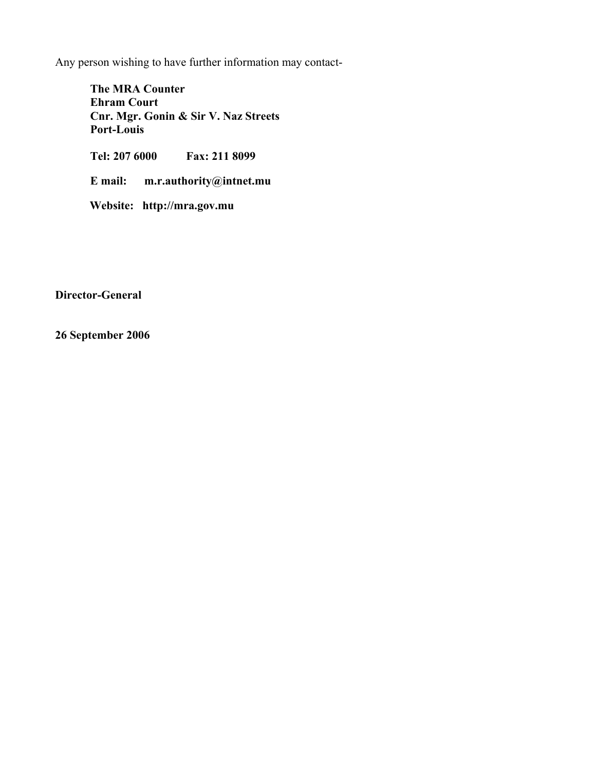Any person wishing to have further information may contact-

**The MRA Counter**
**Ehram Court**
**Cnr. Mgr. Gonin & Sir V. Naz Streets**
**Port-Louis**

**Tel: 207 6000 Fax: 211 8099**

**E mail: m.r.authority@intnet.mu**

**Website: http://mra.gov.mu**

**Director-General**

**26 September 2006**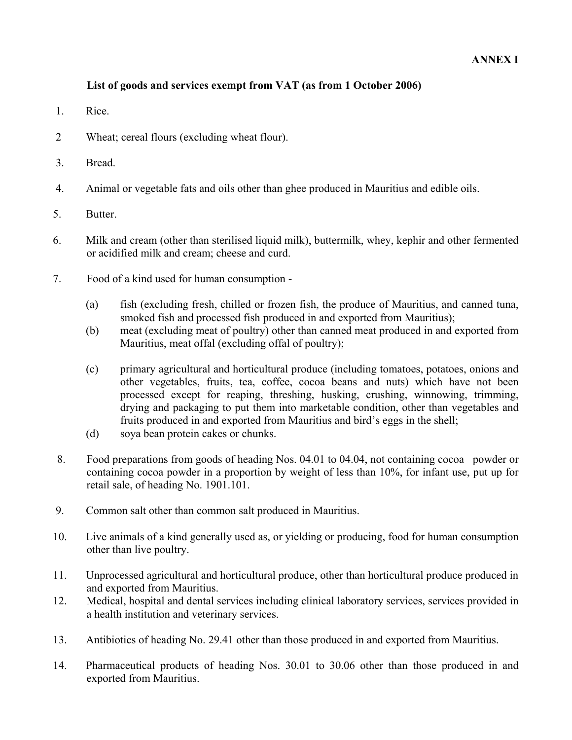**ANNEX I**

**List of goods and services exempt from VAT (as from 1 October 2006)**

1. Rice.

2 Wheat; cereal flours (excluding wheat flour).

3. Bread.

4. Animal or vegetable fats and oils other than ghee produced in Mauritius and edible oils.

5. Butter.

6. Milk and cream (other than sterilised liquid milk), buttermilk, whey, kephir and other fermented or acidified milk and cream; cheese and curd.

7. Food of a kind used for human consumption -

   (a) fish (excluding fresh, chilled or frozen fish, the produce of Mauritius, and canned tuna, smoked fish and processed fish produced in and exported from Mauritius);
   (b) meat (excluding meat of poultry) other than canned meat produced in and exported from Mauritius, meat offal (excluding offal of poultry);

   (c) primary agricultural and horticultural produce (including tomatoes, potatoes, onions and other vegetables, fruits, tea, coffee, cocoa beans and nuts) which have not been processed except for reaping, threshing, husking, crushing, winnowing, trimming, drying and packaging to put them into marketable condition, other than vegetables and fruits produced in and exported from Mauritius and bird's eggs in the shell;
   (d) soya bean protein cakes or chunks.

8. Food preparations from goods of heading Nos. 04.01 to 04.04, not containing cocoa powder or containing cocoa powder in a proportion by weight of less than 10%, for infant use, put up for retail sale, of heading No. 1901.101.

9. Common salt other than common salt produced in Mauritius.

10. Live animals of a kind generally used as, or yielding or producing, food for human consumption other than live poultry.

11. Unprocessed agricultural and horticultural produce, other than horticultural produce produced in and exported from Mauritius.
12. Medical, hospital and dental services including clinical laboratory services, services provided in a health institution and veterinary services.

13. Antibiotics of heading No. 29.41 other than those produced in and exported from Mauritius.

14. Pharmaceutical products of heading Nos. 30.01 to 30.06 other than those produced in and exported from Mauritius.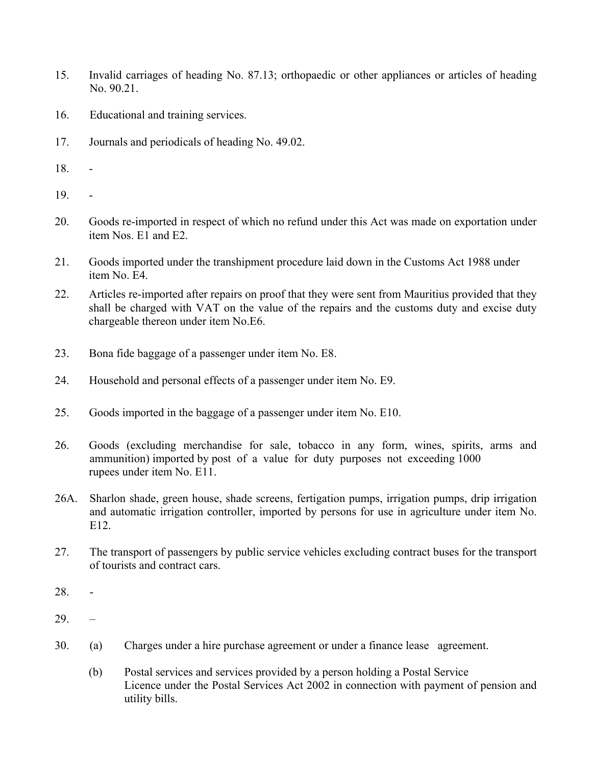15. Invalid carriages of heading No. 87.13; orthopaedic or other appliances or articles of heading No. 90.21.

16. Educational and training services.

17. Journals and periodicals of heading No. 49.02.

18. -

19. -

20. Goods re-imported in respect of which no refund under this Act was made on exportation under item Nos. E1 and E2.

21. Goods imported under the transhipment procedure laid down in the Customs Act 1988 under item No. E4.

22. Articles re-imported after repairs on proof that they were sent from Mauritius provided that they shall be charged with VAT on the value of the repairs and the customs duty and excise duty chargeable thereon under item No.E6.

23. Bona fide baggage of a passenger under item No. E8.

24. Household and personal effects of a passenger under item No. E9.

25. Goods imported in the baggage of a passenger under item No. E10.

26. Goods (excluding merchandise for sale, tobacco in any form, wines, spirits, arms and ammunition) imported by post of a value for duty purposes not exceeding 1000 rupees under item No. E11.

26A. Sharlon shade, green house, shade screens, fertigation pumps, irrigation pumps, drip irrigation and automatic irrigation controller, imported by persons for use in agriculture under item No. E12.

27. The transport of passengers by public service vehicles excluding contract buses for the transport of tourists and contract cars.

28. -

29. –

30. (a) Charges under a hire purchase agreement or under a finance lease agreement.

    (b) Postal services and services provided by a person holding a Postal Service Licence under the Postal Services Act 2002 in connection with payment of pension and utility bills.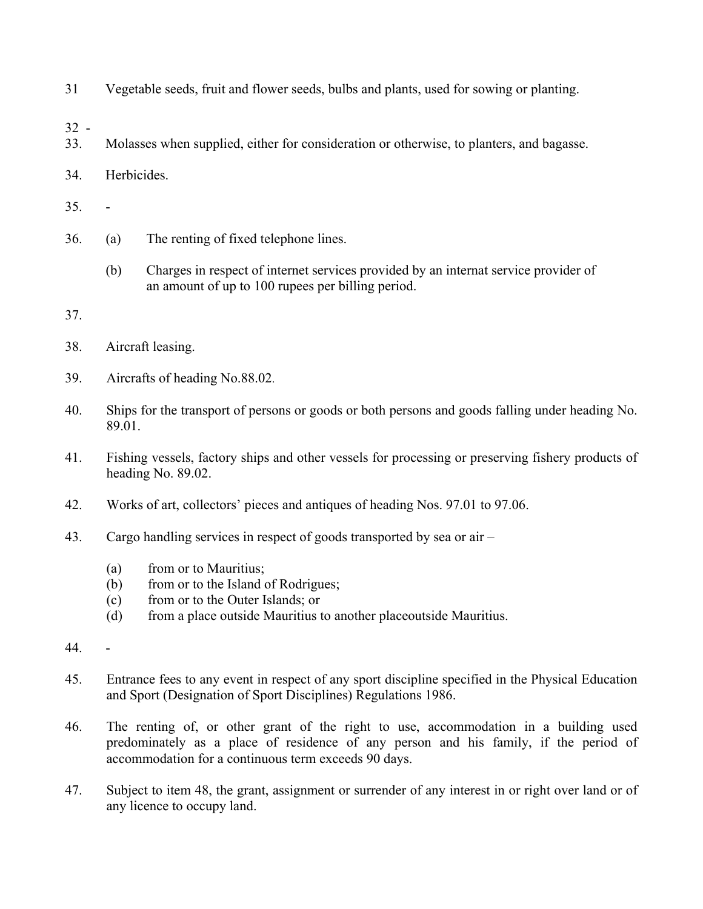31 Vegetable seeds, fruit and flower seeds, bulbs and plants, used for sowing or planting.

32 -

33. Molasses when supplied, either for consideration or otherwise, to planters, and bagasse.

34. Herbicides.

35. -

36. (a) The renting of fixed telephone lines.

(b) Charges in respect of internet services provided by an internat service provider of an amount of up to 100 rupees per billing period.

37.

38. Aircraft leasing.

39. Aircrafts of heading No.88.02.

40. Ships for the transport of persons or goods or both persons and goods falling under heading No. 89.01.

41. Fishing vessels, factory ships and other vessels for processing or preserving fishery products of heading No. 89.02.

42. Works of art, collectors' pieces and antiques of heading Nos. 97.01 to 97.06.

43. Cargo handling services in respect of goods transported by sea or air –

(a) from or to Mauritius;
(b) from or to the Island of Rodrigues;
(c) from or to the Outer Islands; or
(d) from a place outside Mauritius to another placeoutside Mauritius.

44. -

45. Entrance fees to any event in respect of any sport discipline specified in the Physical Education and Sport (Designation of Sport Disciplines) Regulations 1986.

46. The renting of, or other grant of the right to use, accommodation in a building used predominately as a place of residence of any person and his family, if the period of accommodation for a continuous term exceeds 90 days.

47. Subject to item 48, the grant, assignment or surrender of any interest in or right over land or of any licence to occupy land.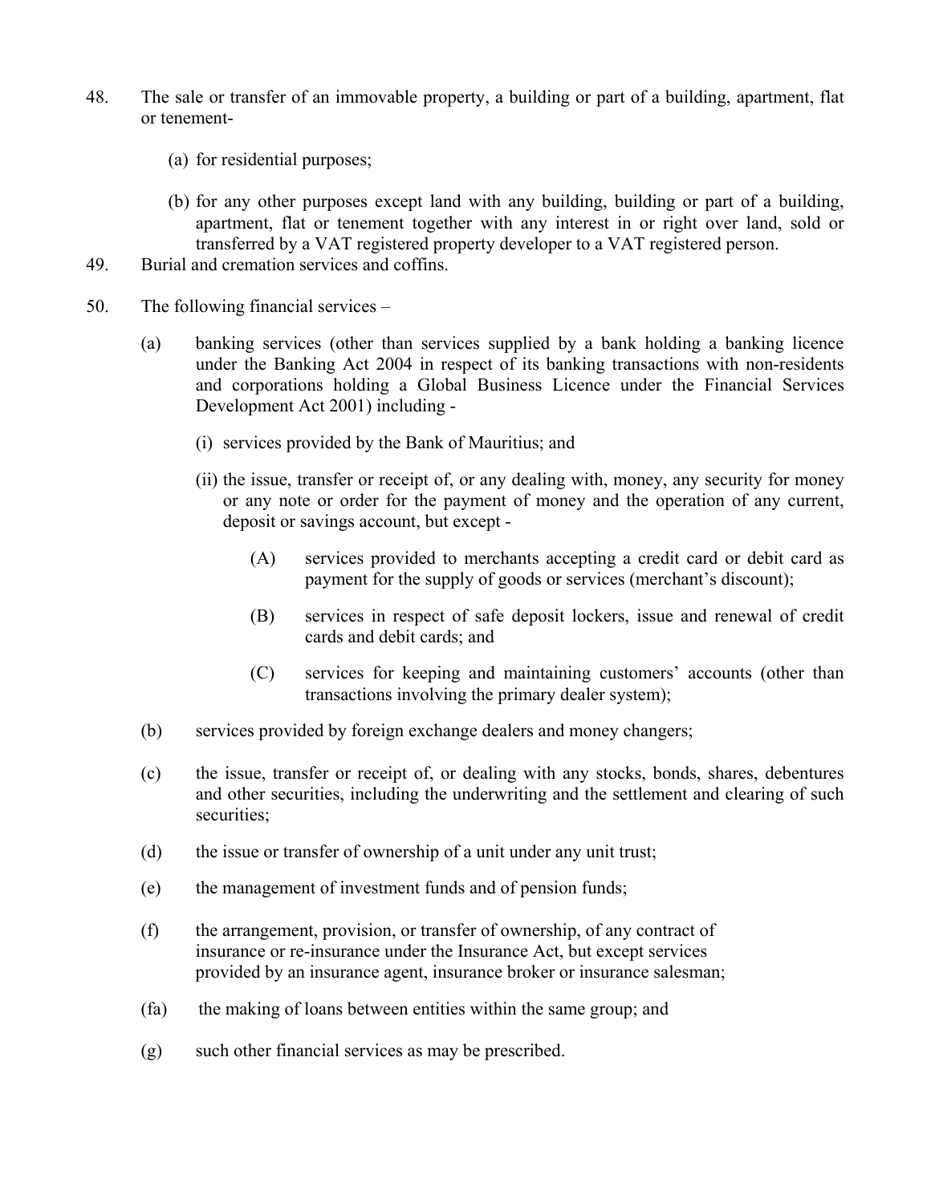48. The sale or transfer of an immovable property, a building or part of a building, apartment, flat or tenement-

    (a) for residential purposes;

    (b) for any other purposes except land with any building, building or part of a building, apartment, flat or tenement together with any interest in or right over land, sold or transferred by a VAT registered property developer to a VAT registered person.

49. Burial and cremation services and coffins.

50. The following financial services –

    (a) banking services (other than services supplied by a bank holding a banking licence under the Banking Act 2004 in respect of its banking transactions with non-residents and corporations holding a Global Business Licence under the Financial Services Development Act 2001) including -

    (i) services provided by the Bank of Mauritius; and

    (ii) the issue, transfer or receipt of, or any dealing with, money, any security for money or any note or order for the payment of money and the operation of any current, deposit or savings account, but except -

    (A) services provided to merchants accepting a credit card or debit card as payment for the supply of goods or services (merchant's discount);

    (B) services in respect of safe deposit lockers, issue and renewal of credit cards and debit cards; and

    (C) services for keeping and maintaining customers' accounts (other than transactions involving the primary dealer system);

    (b) services provided by foreign exchange dealers and money changers;

    (c) the issue, transfer or receipt of, or dealing with any stocks, bonds, shares, debentures and other securities, including the underwriting and the settlement and clearing of such securities;

    (d) the issue or transfer of ownership of a unit under any unit trust;

    (e) the management of investment funds and of pension funds;

    (f) the arrangement, provision, or transfer of ownership, of any contract of insurance or re-insurance under the Insurance Act, but except services provided by an insurance agent, insurance broker or insurance salesman;

    (fa) the making of loans between entities within the same group; and

    (g) such other financial services as may be prescribed.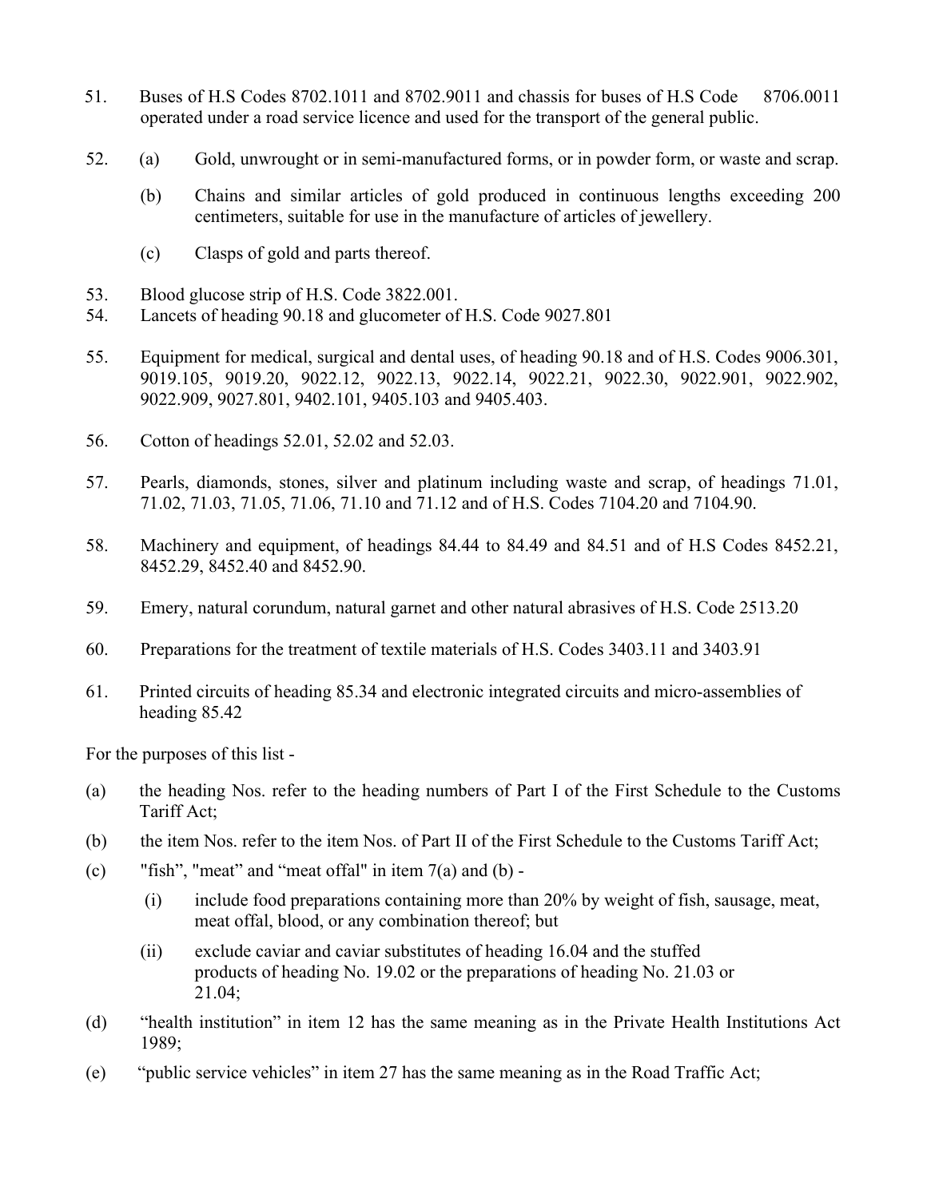51. Buses of H.S Codes 8702.1011 and 8702.9011 and chassis for buses of H.S Code 8706.0011 operated under a road service licence and used for the transport of the general public.

52. (a) Gold, unwrought or in semi-manufactured forms, or in powder form, or waste and scrap.

    (b) Chains and similar articles of gold produced in continuous lengths exceeding 200 centimeters, suitable for use in the manufacture of articles of jewellery.

    (c) Clasps of gold and parts thereof.

53. Blood glucose strip of H.S. Code 3822.001.

54. Lancets of heading 90.18 and glucometer of H.S. Code 9027.801

55. Equipment for medical, surgical and dental uses, of heading 90.18 and of H.S. Codes 9006.301, 9019.105, 9019.20, 9022.12, 9022.13, 9022.14, 9022.21, 9022.30, 9022.901, 9022.902, 9022.909, 9027.801, 9402.101, 9405.103 and 9405.403.

56. Cotton of headings 52.01, 52.02 and 52.03.

57. Pearls, diamonds, stones, silver and platinum including waste and scrap, of headings 71.01, 71.02, 71.03, 71.05, 71.06, 71.10 and 71.12 and of H.S. Codes 7104.20 and 7104.90.

58. Machinery and equipment, of headings 84.44 to 84.49 and 84.51 and of H.S Codes 8452.21, 8452.29, 8452.40 and 8452.90.

59. Emery, natural corundum, natural garnet and other natural abrasives of H.S. Code 2513.20

60. Preparations for the treatment of textile materials of H.S. Codes 3403.11 and 3403.91

61. Printed circuits of heading 85.34 and electronic integrated circuits and micro-assemblies of heading 85.42

For the purposes of this list -

(a) the heading Nos. refer to the heading numbers of Part I of the First Schedule to the Customs Tariff Act;

(b) the item Nos. refer to the item Nos. of Part II of the First Schedule to the Customs Tariff Act;

(c) "fish", "meat" and "meat offal" in item 7(a) and (b) -

    (i) include food preparations containing more than 20% by weight of fish, sausage, meat, meat offal, blood, or any combination thereof; but

    (ii) exclude caviar and caviar substitutes of heading 16.04 and the stuffed products of heading No. 19.02 or the preparations of heading No. 21.03 or 21.04;

(d) "health institution" in item 12 has the same meaning as in the Private Health Institutions Act 1989;

(e) "public service vehicles" in item 27 has the same meaning as in the Road Traffic Act;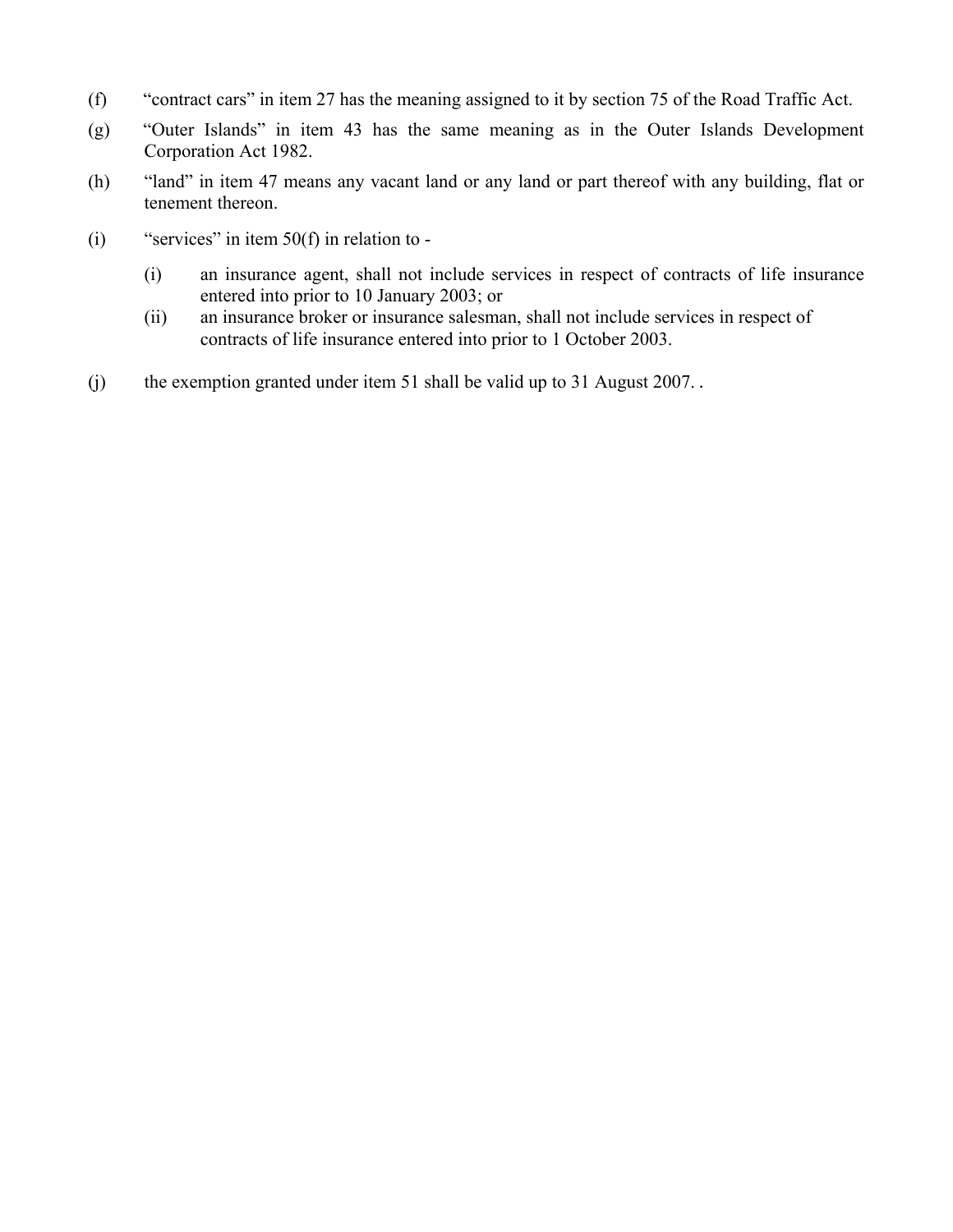(f) "contract cars" in item 27 has the meaning assigned to it by section 75 of the Road Traffic Act.

(g) "Outer Islands" in item 43 has the same meaning as in the Outer Islands Development Corporation Act 1982.

(h) "land" in item 47 means any vacant land or any land or part thereof with any building, flat or tenement thereon.

(i) "services" in item 50(f) in relation to -

  (i) an insurance agent, shall not include services in respect of contracts of life insurance entered into prior to 10 January 2003; or

  (ii) an insurance broker or insurance salesman, shall not include services in respect of contracts of life insurance entered into prior to 1 October 2003.

(j) the exemption granted under item 51 shall be valid up to 31 August 2007. .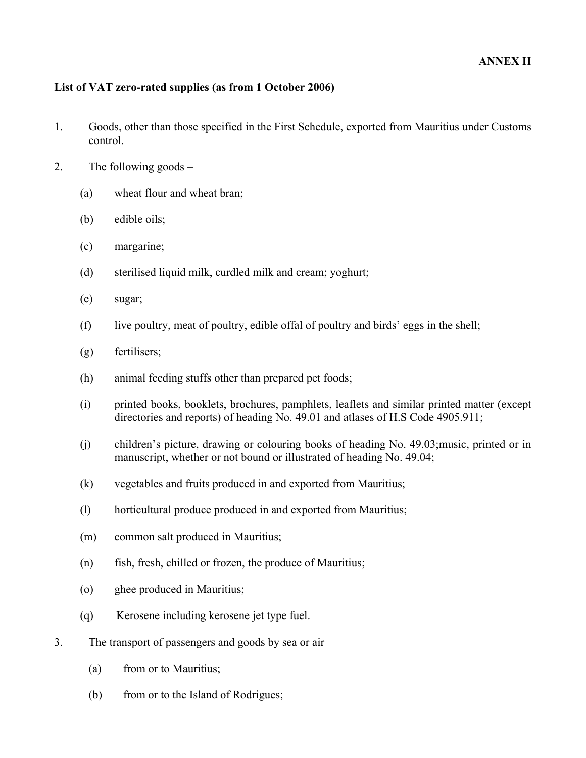**ANNEX II**

**List of VAT zero-rated supplies (as from 1 October 2006)**

1. Goods, other than those specified in the First Schedule, exported from Mauritius under Customs control.

2. The following goods –

   (a) wheat flour and wheat bran;

   (b) edible oils;

   (c) margarine;

   (d) sterilised liquid milk, curdled milk and cream; yoghurt;

   (e) sugar;

   (f) live poultry, meat of poultry, edible offal of poultry and birds' eggs in the shell;

   (g) fertilisers;

   (h) animal feeding stuffs other than prepared pet foods;

   (i) printed books, booklets, brochures, pamphlets, leaflets and similar printed matter (except directories and reports) of heading No. 49.01 and atlases of H.S Code 4905.911;

   (j) children's picture, drawing or colouring books of heading No. 49.03;music, printed or in manuscript, whether or not bound or illustrated of heading No. 49.04;

   (k) vegetables and fruits produced in and exported from Mauritius;

   (l) horticultural produce produced in and exported from Mauritius;

   (m) common salt produced in Mauritius;

   (n) fish, fresh, chilled or frozen, the produce of Mauritius;

   (o) ghee produced in Mauritius;

   (q) Kerosene including kerosene jet type fuel.

3. The transport of passengers and goods by sea or air –

   (a) from or to Mauritius;

   (b) from or to the Island of Rodrigues;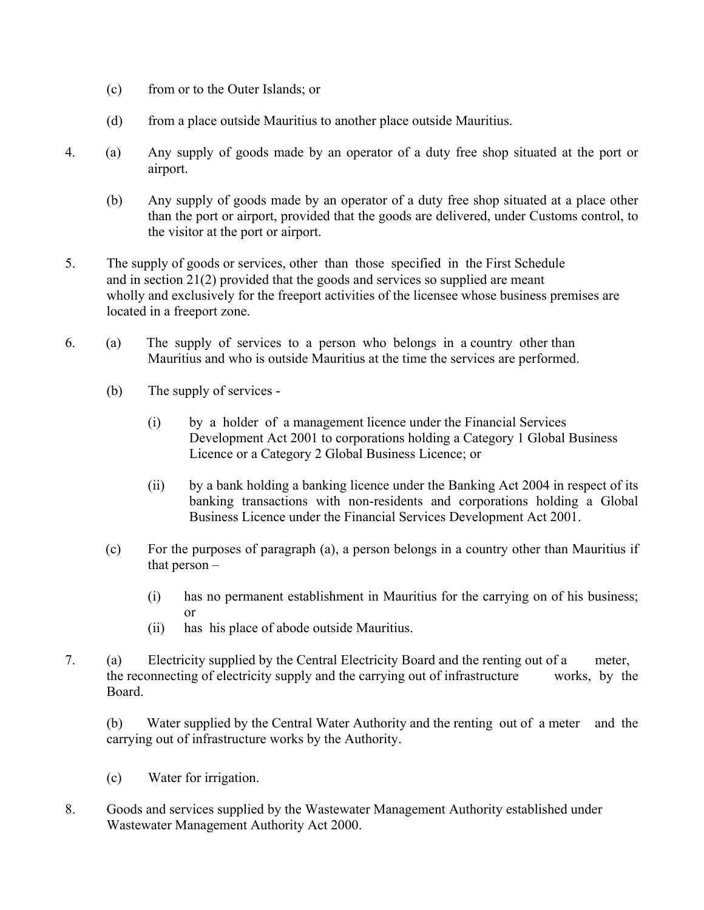(c) from or to the Outer Islands; or

(d) from a place outside Mauritius to another place outside Mauritius.

4. (a) Any supply of goods made by an operator of a duty free shop situated at the port or airport.

   (b) Any supply of goods made by an operator of a duty free shop situated at a place other than the port or airport, provided that the goods are delivered, under Customs control, to the visitor at the port or airport.

5. The supply of goods or services, other than those specified in the First Schedule and in section 21(2) provided that the goods and services so supplied are meant wholly and exclusively for the freeport activities of the licensee whose business premises are located in a freeport zone.

6. (a) The supply of services to a person who belongs in a country other than Mauritius and who is outside Mauritius at the time the services are performed.

   (b) The supply of services -

      (i) by a holder of a management licence under the Financial Services Development Act 2001 to corporations holding a Category 1 Global Business Licence or a Category 2 Global Business Licence; or

      (ii) by a bank holding a banking licence under the Banking Act 2004 in respect of its banking transactions with non-residents and corporations holding a Global Business Licence under the Financial Services Development Act 2001.

   (c) For the purposes of paragraph (a), a person belongs in a country other than Mauritius if that person –

      (i) has no permanent establishment in Mauritius for the carrying on of his business; or

      (ii) has his place of abode outside Mauritius.

7. (a) Electricity supplied by the Central Electricity Board and the renting out of a meter, the reconnecting of electricity supply and the carrying out of infrastructure works, by the Board.

   (b) Water supplied by the Central Water Authority and the renting out of a meter and the carrying out of infrastructure works by the Authority.

   (c) Water for irrigation.

8. Goods and services supplied by the Wastewater Management Authority established under Wastewater Management Authority Act 2000.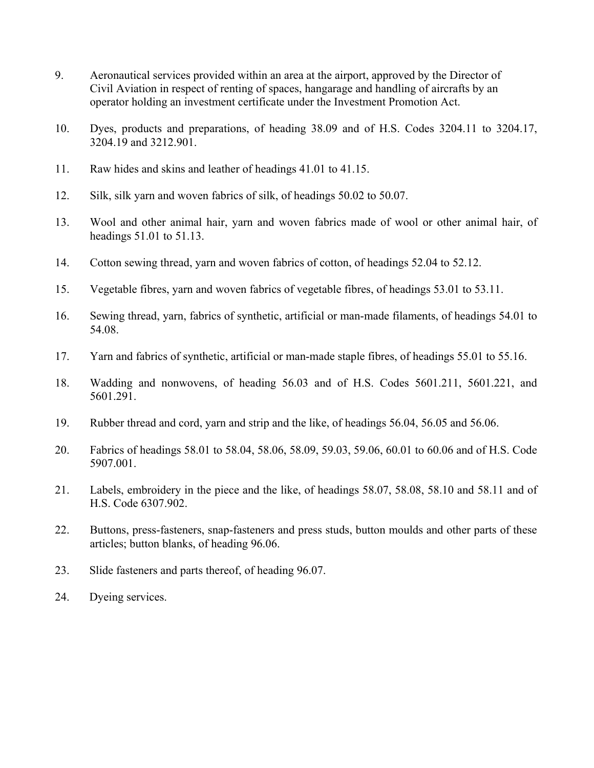9. Aeronautical services provided within an area at the airport, approved by the Director of Civil Aviation in respect of renting of spaces, hangarage and handling of aircrafts by an operator holding an investment certificate under the Investment Promotion Act.

10. Dyes, products and preparations, of heading 38.09 and of H.S. Codes 3204.11 to 3204.17, 3204.19 and 3212.901.

11. Raw hides and skins and leather of headings 41.01 to 41.15.

12. Silk, silk yarn and woven fabrics of silk, of headings 50.02 to 50.07.

13. Wool and other animal hair, yarn and woven fabrics made of wool or other animal hair, of headings 51.01 to 51.13.

14. Cotton sewing thread, yarn and woven fabrics of cotton, of headings 52.04 to 52.12.

15. Vegetable fibres, yarn and woven fabrics of vegetable fibres, of headings 53.01 to 53.11.

16. Sewing thread, yarn, fabrics of synthetic, artificial or man-made filaments, of headings 54.01 to 54.08.

17. Yarn and fabrics of synthetic, artificial or man-made staple fibres, of headings 55.01 to 55.16.

18. Wadding and nonwovens, of heading 56.03 and of H.S. Codes 5601.211, 5601.221, and 5601.291.

19. Rubber thread and cord, yarn and strip and the like, of headings 56.04, 56.05 and 56.06.

20. Fabrics of headings 58.01 to 58.04, 58.06, 58.09, 59.03, 59.06, 60.01 to 60.06 and of H.S. Code 5907.001.

21. Labels, embroidery in the piece and the like, of headings 58.07, 58.08, 58.10 and 58.11 and of H.S. Code 6307.902.

22. Buttons, press-fasteners, snap-fasteners and press studs, button moulds and other parts of these articles; button blanks, of heading 96.06.

23. Slide fasteners and parts thereof, of heading 96.07.

24. Dyeing services.